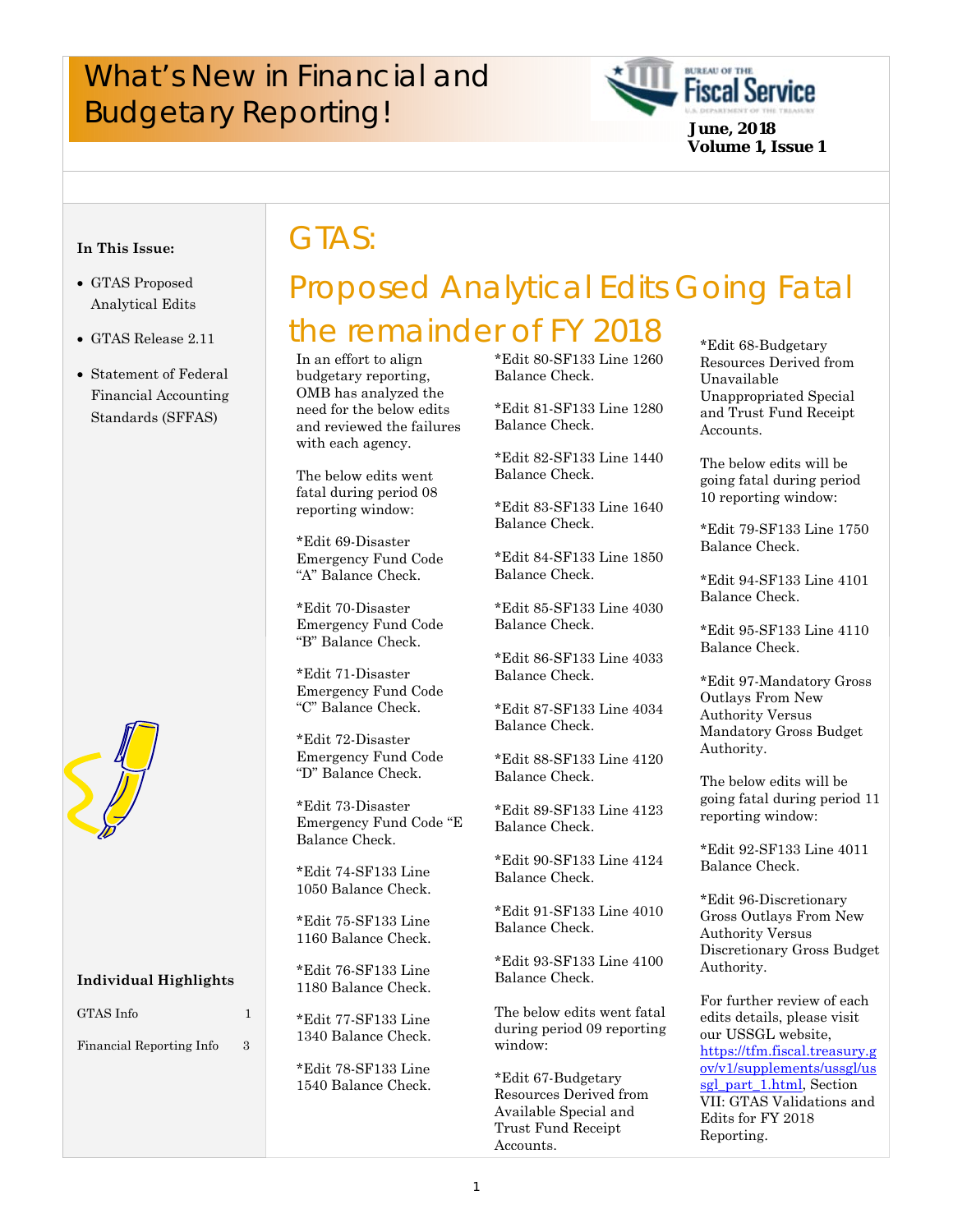# What's New in Financial and Budgetary Reporting!

**June, 2018**
**Volume 1, Issue 1**

**In This Issue:**

- GTAS Proposed Analytical Edits
- GTAS Release 2.11
- Statement of Federal Financial Accounting Standards (SFFAS)

**Individual Highlights**

| | |
|---|---|
| GTAS Info | 1 |
| Financial Reporting Info | 3 |

## GTAS:

## Proposed Analytical Edits Going Fatal the remainder of FY 2018

In an effort to align budgetary reporting, OMB has analyzed the need for the below edits and reviewed the failures with each agency.

The below edits went fatal during period 08 reporting window:

*Edit 69-Disaster Emergency Fund Code "A" Balance Check.

*Edit 70-Disaster Emergency Fund Code "B" Balance Check.

*Edit 71-Disaster Emergency Fund Code "C" Balance Check.

*Edit 72-Disaster Emergency Fund Code "D" Balance Check.

*Edit 73-Disaster Emergency Fund Code "E Balance Check.

*Edit 74-SF133 Line 1050 Balance Check.

*Edit 75-SF133 Line 1160 Balance Check.

*Edit 76-SF133 Line 1180 Balance Check.

*Edit 77-SF133 Line 1340 Balance Check.

*Edit 78-SF133 Line 1540 Balance Check.

*Edit 80-SF133 Line 1260 Balance Check.

*Edit 81-SF133 Line 1280 Balance Check.

*Edit 82-SF133 Line 1440 Balance Check.

*Edit 83-SF133 Line 1640 Balance Check.

*Edit 84-SF133 Line 1850 Balance Check.

*Edit 85-SF133 Line 4030 Balance Check.

*Edit 86-SF133 Line 4033 Balance Check.

*Edit 87-SF133 Line 4034 Balance Check.

*Edit 88-SF133 Line 4120 Balance Check.

*Edit 89-SF133 Line 4123 Balance Check.

*Edit 90-SF133 Line 4124 Balance Check.

*Edit 91-SF133 Line 4010 Balance Check.

*Edit 93-SF133 Line 4100 Balance Check.

The below edits went fatal during period 09 reporting window:

*Edit 67-Budgetary Resources Derived from Available Special and Trust Fund Receipt Accounts.

*Edit 68-Budgetary Resources Derived from Unavailable Unappropriated Special and Trust Fund Receipt Accounts.

The below edits will be going fatal during period 10 reporting window:

*Edit 79-SF133 Line 1750 Balance Check.

*Edit 94-SF133 Line 4101 Balance Check.

*Edit 95-SF133 Line 4110 Balance Check.

*Edit 97-Mandatory Gross Outlays From New Authority Versus Mandatory Gross Budget Authority.

The below edits will be going fatal during period 11 reporting window:

*Edit 92-SF133 Line 4011 Balance Check.

*Edit 96-Discretionary Gross Outlays From New Authority Versus Discretionary Gross Budget Authority.

For further review of each edits details, please visit our USSGL website, https://tfm.fiscal.treasury.gov/v1/supplements/ussgl/ussgl_part_1.html, Section VII: GTAS Validations and Edits for FY 2018 Reporting.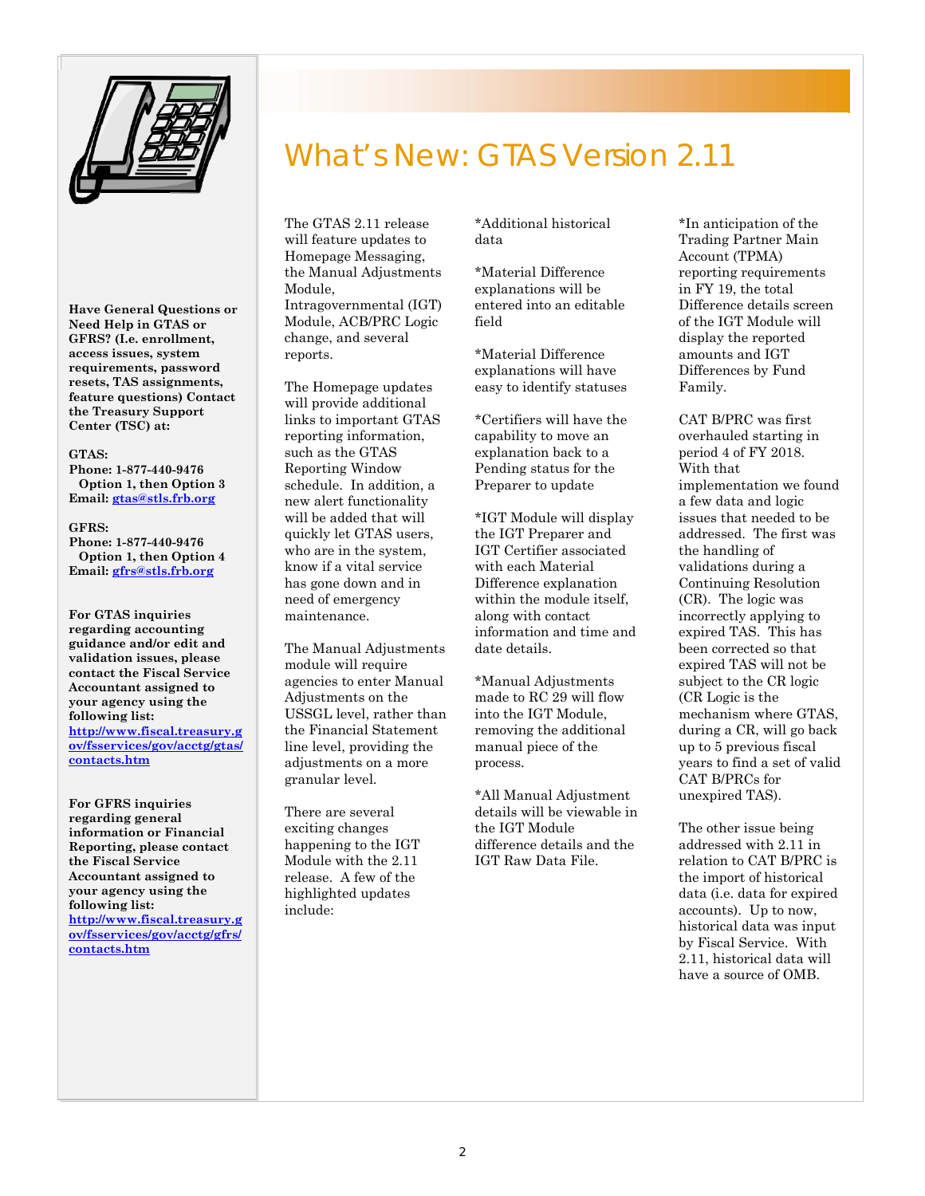# What's New: GTAS Version 2.11

The GTAS 2.11 release will feature updates to Homepage Messaging, the Manual Adjustments Module, Intragovernmental (IGT) Module, ACB/PRC Logic change, and several reports.

The Homepage updates will provide additional links to important GTAS reporting information, such as the GTAS Reporting Window schedule. In addition, a new alert functionality will be added that will quickly let GTAS users, who are in the system, know if a vital service has gone down and in need of emergency maintenance.

The Manual Adjustments module will require agencies to enter Manual Adjustments on the USSGL level, rather than the Financial Statement line level, providing the adjustments on a more granular level.

There are several exciting changes happening to the IGT Module with the 2.11 release. A few of the highlighted updates include:

*Additional historical data

*Material Difference explanations will be entered into an editable field

*Material Difference explanations will have easy to identify statuses

*Certifiers will have the capability to move an explanation back to a Pending status for the Preparer to update

*IGT Module will display the IGT Preparer and IGT Certifier associated with each Material Difference explanation within the module itself, along with contact information and time and date details.

*Manual Adjustments made to RC 29 will flow into the IGT Module, removing the additional manual piece of the process.

*All Manual Adjustment details will be viewable in the IGT Module difference details and the IGT Raw Data File.

*In anticipation of the Trading Partner Main Account (TPMA) reporting requirements in FY 19, the total Difference details screen of the IGT Module will display the reported amounts and IGT Differences by Fund Family.

CAT B/PRC was first overhauled starting in period 4 of FY 2018. With that implementation we found a few data and logic issues that needed to be addressed. The first was the handling of validations during a Continuing Resolution (CR). The logic was incorrectly applying to expired TAS. This has been corrected so that expired TAS will not be subject to the CR logic (CR Logic is the mechanism where GTAS, during a CR, will go back up to 5 previous fiscal years to find a set of valid CAT B/PRCs for unexpired TAS).

The other issue being addressed with 2.11 in relation to CAT B/PRC is the import of historical data (i.e. data for expired accounts). Up to now, historical data was input by Fiscal Service. With 2.11, historical data will have a source of OMB.

**Have General Questions or Need Help in GTAS or GFRS? (I.e. enrollment, access issues, system requirements, password resets, TAS assignments, feature questions) Contact the Treasury Support Center (TSC) at:**

**GTAS:**
**Phone: 1-877-440-9476**
**Option 1, then Option 3**
**Email: gtas@stls.frb.org**

**GFRS:**
**Phone: 1-877-440-9476**
**Option 1, then Option 4**
**Email: gfrs@stls.frb.org**

**For GTAS inquiries regarding accounting guidance and/or edit and validation issues, please contact the Fiscal Service Accountant assigned to your agency using the following list:**
**http://www.fiscal.treasury.gov/fsservices/gov/acctg/gtas/contacts.htm**

**For GFRS inquiries regarding general information or Financial Reporting, please contact the Fiscal Service Accountant assigned to your agency using the following list:**
**http://www.fiscal.treasury.gov/fsservices/gov/acctg/gfrs/contacts.htm**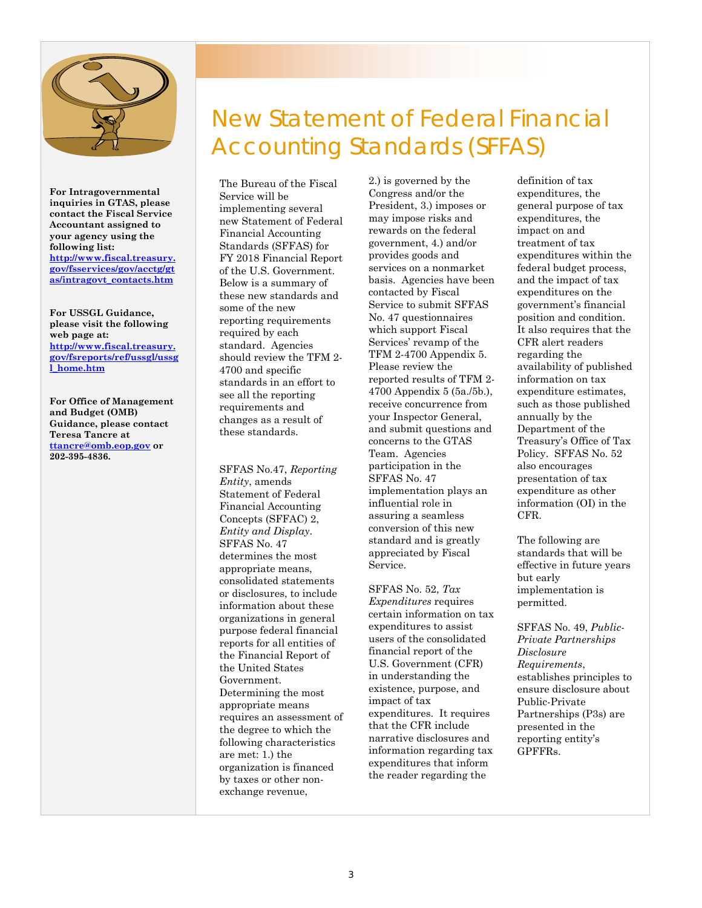**For Intragovernmental inquiries in GTAS, please contact the Fiscal Service Accountant assigned to your agency using the following list: [http://www.fiscal.treasury.gov/fsservices/gov/acctg/gtas/intragovt_contacts.htm](http://www.fiscal.treasury.gov/fsservices/gov/acctg/gtas/intragovt_contacts.htm)**

**For USSGL Guidance, please visit the following web page at: [http://www.fiscal.treasury.gov/fsreports/ref/ussgl/ussgl_home.htm](http://www.fiscal.treasury.gov/fsreports/ref/ussgl/ussgl_home.htm)**

**For Office of Management and Budget (OMB) Guidance, please contact Teresa Tancre at [ttancre@omb.eop.gov](mailto:ttancre@omb.eop.gov) or 202-395-4836.**

# New Statement of Federal Financial Accounting Standards (SFFAS)

The Bureau of the Fiscal Service will be implementing several new Statement of Federal Financial Accounting Standards (SFFAS) for FY 2018 Financial Report of the U.S. Government. Below is a summary of these new standards and some of the new reporting requirements required by each standard. Agencies should review the TFM 2-4700 and specific standards in an effort to see all the reporting requirements and changes as a result of these standards.

SFFAS No.47, *Reporting Entity*, amends Statement of Federal Financial Accounting Concepts (SFFAC) 2, *Entity and Display*. SFFAS No. 47 determines the most appropriate means, consolidated statements or disclosures, to include information about these organizations in general purpose federal financial reports for all entities of the Financial Report of the United States Government. Determining the most appropriate means requires an assessment of the degree to which the following characteristics are met: 1.) the organization is financed by taxes or other non-exchange revenue, 2.) is governed by the Congress and/or the President, 3.) imposes or may impose risks and rewards on the federal government, 4.) and/or provides goods and services on a nonmarket basis. Agencies have been contacted by Fiscal Service to submit SFFAS No. 47 questionnaires which support Fiscal Services' revamp of the TFM 2-4700 Appendix 5. Please review the reported results of TFM 2-4700 Appendix 5 (5a./5b.), receive concurrence from your Inspector General, and submit questions and concerns to the GTAS Team. Agencies participation in the SFFAS No. 47 implementation plays an influential role in assuring a seamless conversion of this new standard and is greatly appreciated by Fiscal Service.

SFFAS No. 52, *Tax Expenditures* requires certain information on tax expenditures to assist users of the consolidated financial report of the U.S. Government (CFR) in understanding the existence, purpose, and impact of tax expenditures. It requires that the CFR include narrative disclosures and information regarding tax expenditures that inform the reader regarding the definition of tax expenditures, the general purpose of tax expenditures, the impact on and treatment of tax expenditures within the federal budget process, and the impact of tax expenditures on the government's financial position and condition. It also requires that the CFR alert readers regarding the availability of published information on tax expenditure estimates, such as those published annually by the Department of the Treasury's Office of Tax Policy. SFFAS No. 52 also encourages presentation of tax expenditure as other information (OI) in the CFR.

The following are standards that will be effective in future years but early implementation is permitted.

SFFAS No. 49, *Public-Private Partnerships Disclosure Requirements*, establishes principles to ensure disclosure about Public-Private Partnerships (P3s) are presented in the reporting entity's GPFFRs.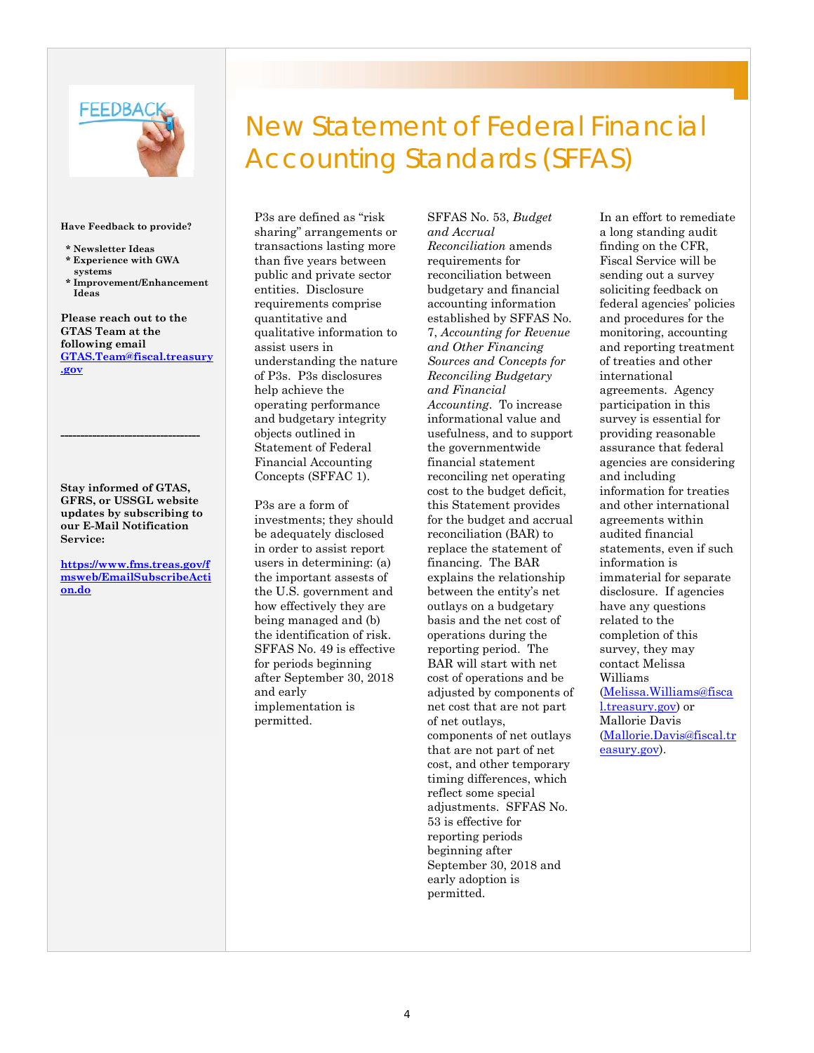Have Feedback to provide?

* Newsletter Ideas
* Experience with GWA systems
* Improvement/Enhancement Ideas

Please reach out to the GTAS Team at the following email [GTAS.Team@fiscal.treasury.gov](mailto:GTAS.Team@fiscal.treasury.gov)

---

Stay informed of GTAS, GFRS, or USSGL website updates by subscribing to our E-Mail Notification Service:

[https://www.fms.treas.gov/fmsweb/EmailSubscribeAction.do](https://www.fms.treas.gov/fmsweb/EmailSubscribeAction.do)

# New Statement of Federal Financial Accounting Standards (SFFAS)

P3s are defined as "risk sharing" arrangements or transactions lasting more than five years between public and private sector entities. Disclosure requirements comprise quantitative and qualitative information to assist users in understanding the nature of P3s. P3s disclosures help achieve the operating performance and budgetary integrity objects outlined in Statement of Federal Financial Accounting Concepts (SFFAC 1).

P3s are a form of investments; they should be adequately disclosed in order to assist report users in determining: (a) the important assests of the U.S. government and how effectively they are being managed and (b) the identification of risk. SFFAS No. 49 is effective for periods beginning after September 30, 2018 and early implementation is permitted.

SFFAS No. 53, *Budget and Accrual Reconciliation* amends requirements for reconciliation between budgetary and financial accounting information established by SFFAS No. 7, *Accounting for Revenue and Other Financing Sources and Concepts for Reconciling Budgetary and Financial Accounting*. To increase informational value and usefulness, and to support the governmentwide financial statement reconciling net operating cost to the budget deficit, this Statement provides for the budget and accrual reconciliation (BAR) to replace the statement of financing. The BAR explains the relationship between the entity's net outlays on a budgetary basis and the net cost of operations during the reporting period. The BAR will start with net cost of operations and be adjusted by components of net cost that are not part of net outlays, components of net outlays that are not part of net cost, and other temporary timing differences, which reflect some special adjustments. SFFAS No. 53 is effective for reporting periods beginning after September 30, 2018 and early adoption is permitted.

In an effort to remediate a long standing audit finding on the CFR, Fiscal Service will be sending out a survey soliciting feedback on federal agencies' policies and procedures for the monitoring, accounting and reporting treatment of treaties and other international agreements. Agency participation in this survey is essential for providing reasonable assurance that federal agencies are considering and including information for treaties and other international agreements within audited financial statements, even if such information is immaterial for separate disclosure. If agencies have any questions related to the completion of this survey, they may contact Melissa Williams ([Melissa.Williams@fiscal.treasury.gov](mailto:Melissa.Williams@fiscal.treasury.gov)) or Mallorie Davis ([Mallorie.Davis@fiscal.treasury.gov](mailto:Mallorie.Davis@fiscal.treasury.gov)).